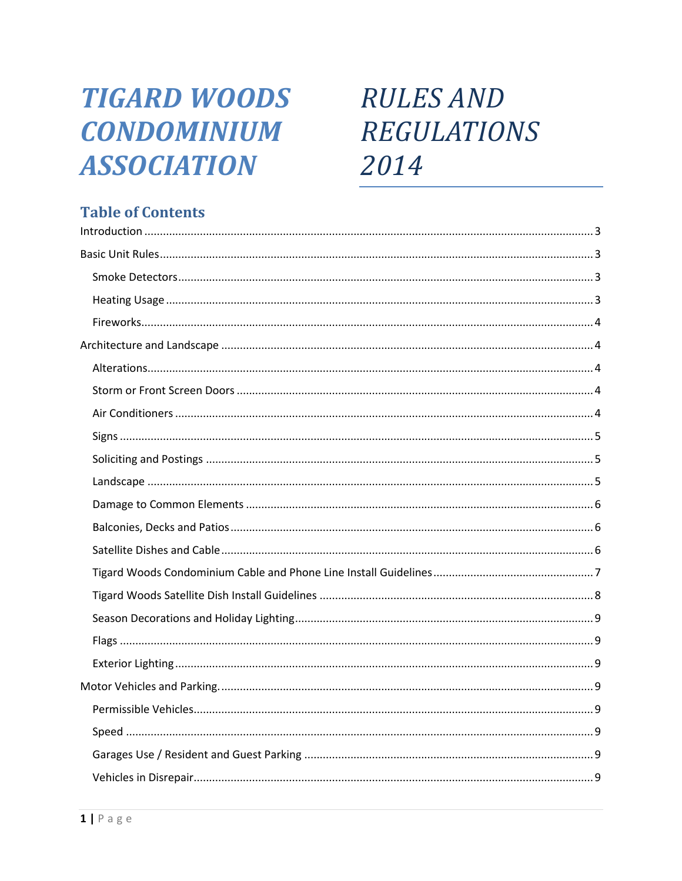# *TIGARD WOODS CONDOMINIUM ASSOCIATION*

# *RULES AND REGULATIONS 2014*

## Table of Contents

Introduction ..... 3

Basic Unit Rules ..... 3

- Smoke Detectors ..... 3
- Heating Usage ..... 3
- Fireworks ..... 4

Architecture and Landscape ..... 4

- Alterations ..... 4
- Storm or Front Screen Doors ..... 4
- Air Conditioners ..... 4
- Signs ..... 5
- Soliciting and Postings ..... 5
- Landscape ..... 5
- Damage to Common Elements ..... 6
- Balconies, Decks and Patios ..... 6
- Satellite Dishes and Cable ..... 6
- Tigard Woods Condominium Cable and Phone Line Install Guidelines ..... 7
- Tigard Woods Satellite Dish Install Guidelines ..... 8
- Season Decorations and Holiday Lighting ..... 9
- Flags ..... 9
- Exterior Lighting ..... 9

Motor Vehicles and Parking. ..... 9

- Permissible Vehicles ..... 9
- Speed ..... 9
- Garages Use / Resident and Guest Parking ..... 9
- Vehicles in Disrepair ..... 9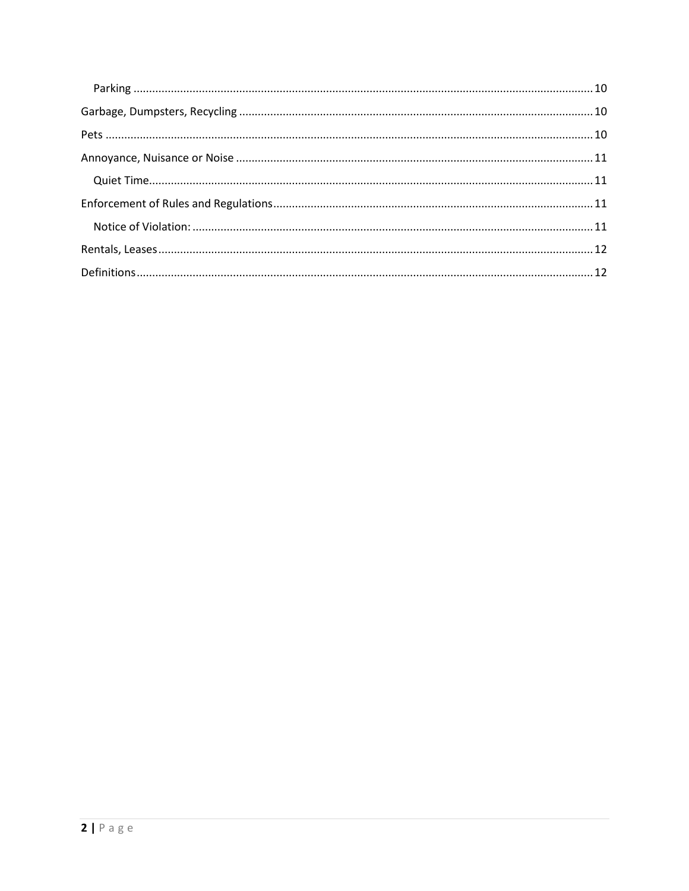- Parking ........................................................ 10
- Garbage, Dumpsters, Recycling ........................................................ 10
- Pets ........................................................ 10
- Annoyance, Nuisance or Noise ........................................................ 11
  - Quiet Time........................................................ 11
- Enforcement of Rules and Regulations........................................................ 11
  - Notice of Violation: ........................................................ 11
- Rentals, Leases........................................................ 12
- Definitions........................................................ 12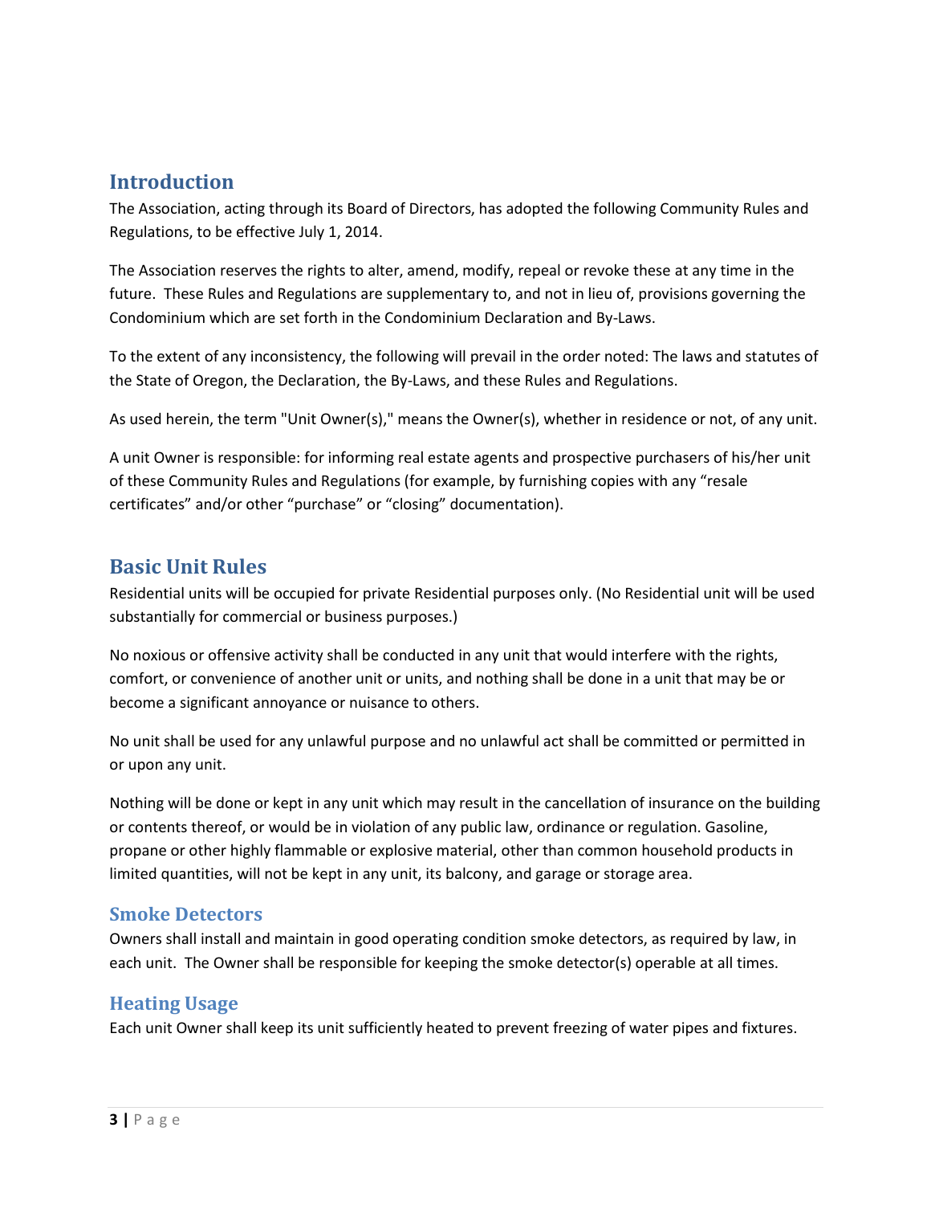## Introduction

The Association, acting through its Board of Directors, has adopted the following Community Rules and Regulations, to be effective July 1, 2014.

The Association reserves the rights to alter, amend, modify, repeal or revoke these at any time in the future. These Rules and Regulations are supplementary to, and not in lieu of, provisions governing the Condominium which are set forth in the Condominium Declaration and By-Laws.

To the extent of any inconsistency, the following will prevail in the order noted: The laws and statutes of the State of Oregon, the Declaration, the By-Laws, and these Rules and Regulations.

As used herein, the term "Unit Owner(s)," means the Owner(s), whether in residence or not, of any unit.

A unit Owner is responsible: for informing real estate agents and prospective purchasers of his/her unit of these Community Rules and Regulations (for example, by furnishing copies with any "resale certificates" and/or other "purchase" or "closing" documentation).

## Basic Unit Rules

Residential units will be occupied for private Residential purposes only. (No Residential unit will be used substantially for commercial or business purposes.)

No noxious or offensive activity shall be conducted in any unit that would interfere with the rights, comfort, or convenience of another unit or units, and nothing shall be done in a unit that may be or become a significant annoyance or nuisance to others.

No unit shall be used for any unlawful purpose and no unlawful act shall be committed or permitted in or upon any unit.

Nothing will be done or kept in any unit which may result in the cancellation of insurance on the building or contents thereof, or would be in violation of any public law, ordinance or regulation. Gasoline, propane or other highly flammable or explosive material, other than common household products in limited quantities, will not be kept in any unit, its balcony, and garage or storage area.

### Smoke Detectors

Owners shall install and maintain in good operating condition smoke detectors, as required by law, in each unit. The Owner shall be responsible for keeping the smoke detector(s) operable at all times.

### Heating Usage

Each unit Owner shall keep its unit sufficiently heated to prevent freezing of water pipes and fixtures.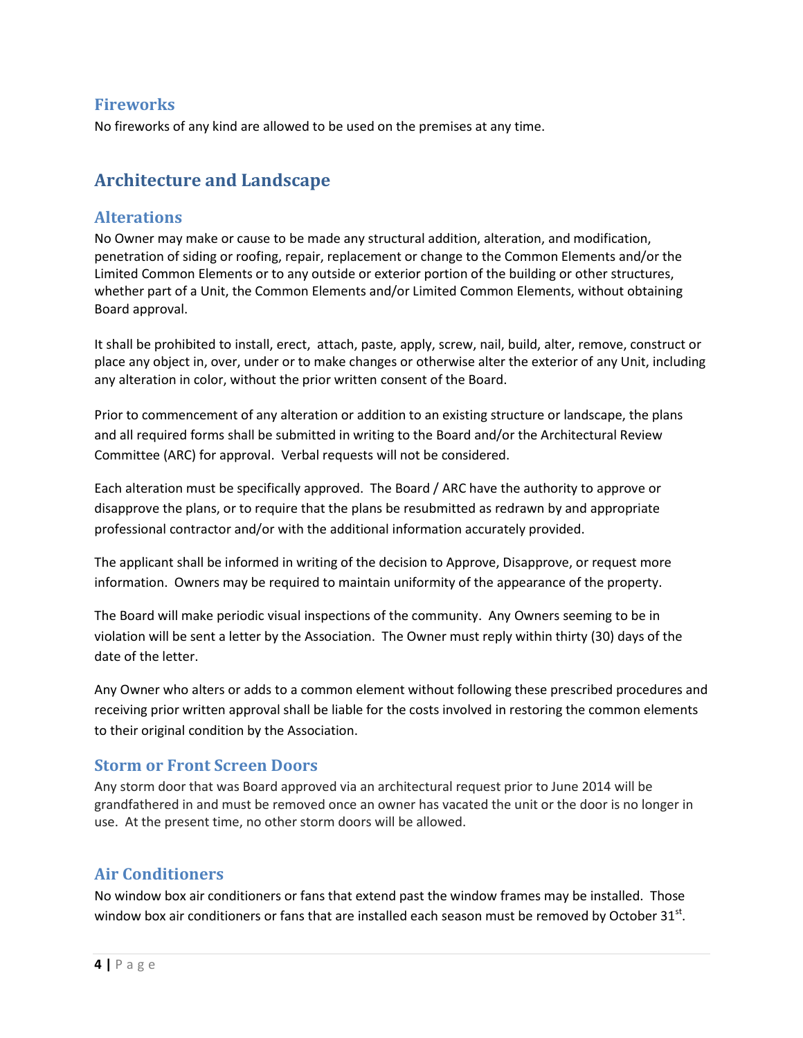## Fireworks

No fireworks of any kind are allowed to be used on the premises at any time.

# Architecture and Landscape

## Alterations

No Owner may make or cause to be made any structural addition, alteration, and modification, penetration of siding or roofing, repair, replacement or change to the Common Elements and/or the Limited Common Elements or to any outside or exterior portion of the building or other structures, whether part of a Unit, the Common Elements and/or Limited Common Elements, without obtaining Board approval.

It shall be prohibited to install, erect, attach, paste, apply, screw, nail, build, alter, remove, construct or place any object in, over, under or to make changes or otherwise alter the exterior of any Unit, including any alteration in color, without the prior written consent of the Board.

Prior to commencement of any alteration or addition to an existing structure or landscape, the plans and all required forms shall be submitted in writing to the Board and/or the Architectural Review Committee (ARC) for approval. Verbal requests will not be considered.

Each alteration must be specifically approved. The Board / ARC have the authority to approve or disapprove the plans, or to require that the plans be resubmitted as redrawn by and appropriate professional contractor and/or with the additional information accurately provided.

The applicant shall be informed in writing of the decision to Approve, Disapprove, or request more information. Owners may be required to maintain uniformity of the appearance of the property.

The Board will make periodic visual inspections of the community. Any Owners seeming to be in violation will be sent a letter by the Association. The Owner must reply within thirty (30) days of the date of the letter.

Any Owner who alters or adds to a common element without following these prescribed procedures and receiving prior written approval shall be liable for the costs involved in restoring the common elements to their original condition by the Association.

## Storm or Front Screen Doors

Any storm door that was Board approved via an architectural request prior to June 2014 will be grandfathered in and must be removed once an owner has vacated the unit or the door is no longer in use. At the present time, no other storm doors will be allowed.

## Air Conditioners

No window box air conditioners or fans that extend past the window frames may be installed. Those window box air conditioners or fans that are installed each season must be removed by October 31st.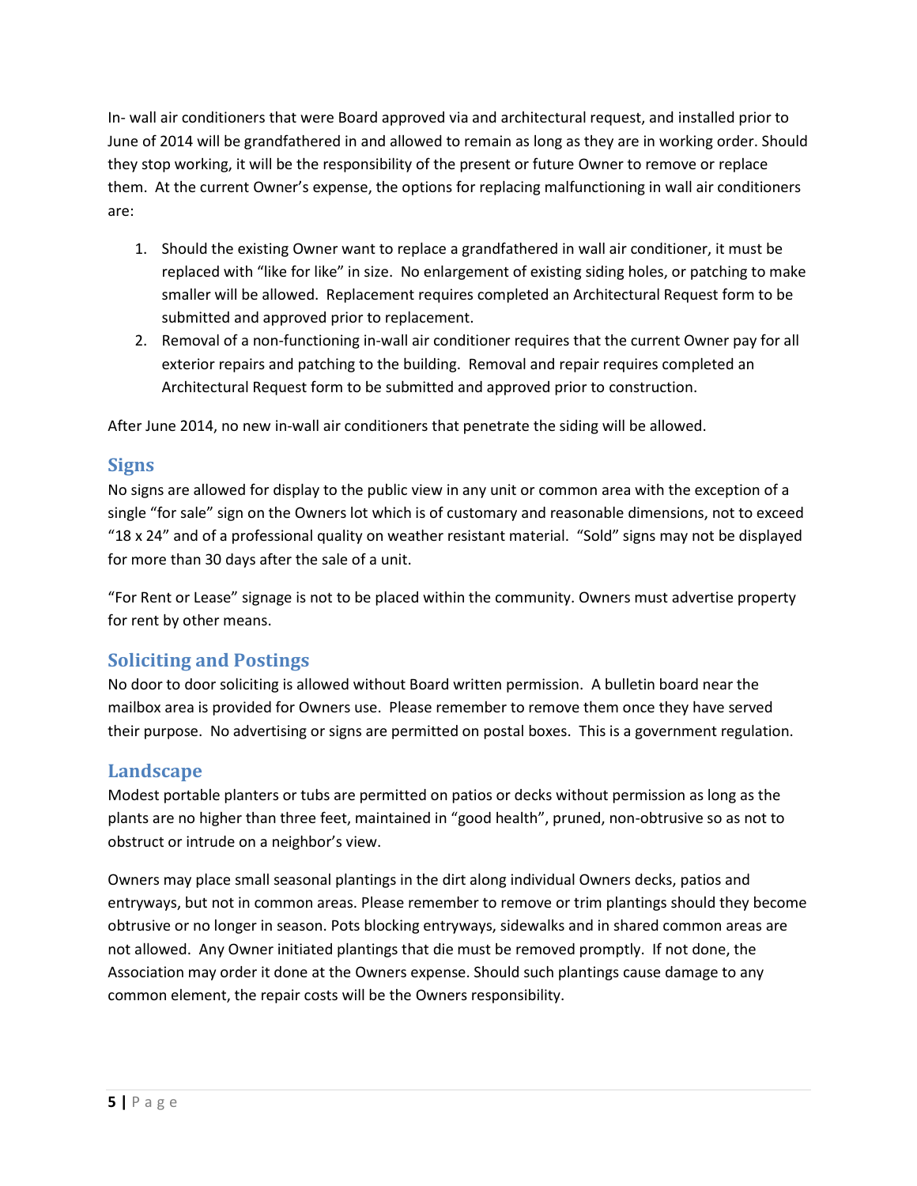In- wall air conditioners that were Board approved via and architectural request, and installed prior to June of 2014 will be grandfathered in and allowed to remain as long as they are in working order. Should they stop working, it will be the responsibility of the present or future Owner to remove or replace them. At the current Owner's expense, the options for replacing malfunctioning in wall air conditioners are:

1. Should the existing Owner want to replace a grandfathered in wall air conditioner, it must be replaced with "like for like" in size. No enlargement of existing siding holes, or patching to make smaller will be allowed. Replacement requires completed an Architectural Request form to be submitted and approved prior to replacement.
2. Removal of a non-functioning in-wall air conditioner requires that the current Owner pay for all exterior repairs and patching to the building. Removal and repair requires completed an Architectural Request form to be submitted and approved prior to construction.

After June 2014, no new in-wall air conditioners that penetrate the siding will be allowed.

## Signs

No signs are allowed for display to the public view in any unit or common area with the exception of a single "for sale" sign on the Owners lot which is of customary and reasonable dimensions, not to exceed "18 x 24" and of a professional quality on weather resistant material. "Sold" signs may not be displayed for more than 30 days after the sale of a unit.

"For Rent or Lease" signage is not to be placed within the community. Owners must advertise property for rent by other means.

## Soliciting and Postings

No door to door soliciting is allowed without Board written permission. A bulletin board near the mailbox area is provided for Owners use. Please remember to remove them once they have served their purpose. No advertising or signs are permitted on postal boxes. This is a government regulation.

## Landscape

Modest portable planters or tubs are permitted on patios or decks without permission as long as the plants are no higher than three feet, maintained in "good health", pruned, non-obtrusive so as not to obstruct or intrude on a neighbor's view.

Owners may place small seasonal plantings in the dirt along individual Owners decks, patios and entryways, but not in common areas. Please remember to remove or trim plantings should they become obtrusive or no longer in season. Pots blocking entryways, sidewalks and in shared common areas are not allowed. Any Owner initiated plantings that die must be removed promptly. If not done, the Association may order it done at the Owners expense. Should such plantings cause damage to any common element, the repair costs will be the Owners responsibility.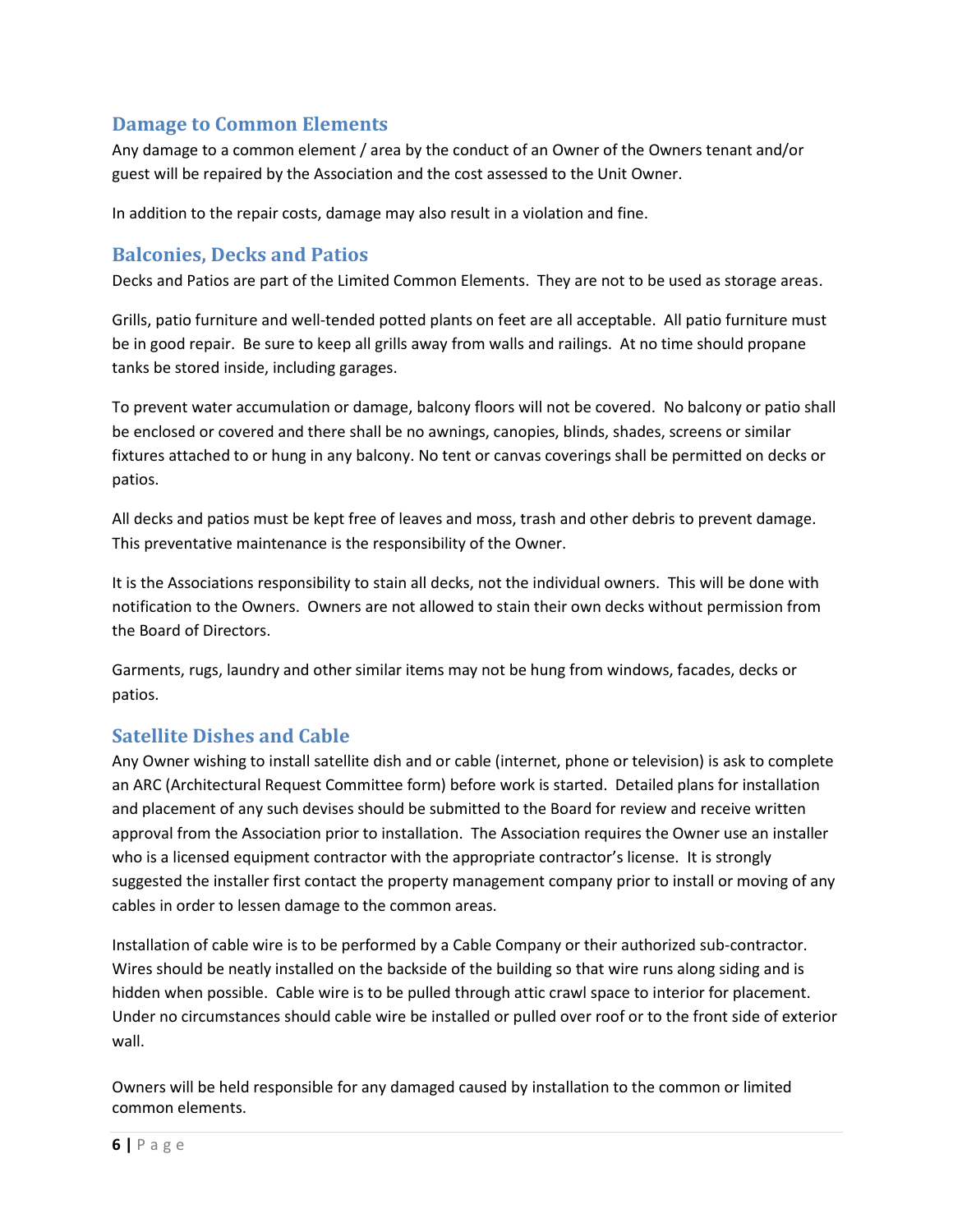## Damage to Common Elements

Any damage to a common element / area by the conduct of an Owner of the Owners tenant and/or guest will be repaired by the Association and the cost assessed to the Unit Owner.

In addition to the repair costs, damage may also result in a violation and fine.

## Balconies, Decks and Patios

Decks and Patios are part of the Limited Common Elements. They are not to be used as storage areas.

Grills, patio furniture and well-tended potted plants on feet are all acceptable. All patio furniture must be in good repair. Be sure to keep all grills away from walls and railings. At no time should propane tanks be stored inside, including garages.

To prevent water accumulation or damage, balcony floors will not be covered. No balcony or patio shall be enclosed or covered and there shall be no awnings, canopies, blinds, shades, screens or similar fixtures attached to or hung in any balcony. No tent or canvas coverings shall be permitted on decks or patios.

All decks and patios must be kept free of leaves and moss, trash and other debris to prevent damage. This preventative maintenance is the responsibility of the Owner.

It is the Associations responsibility to stain all decks, not the individual owners. This will be done with notification to the Owners. Owners are not allowed to stain their own decks without permission from the Board of Directors.

Garments, rugs, laundry and other similar items may not be hung from windows, facades, decks or patios.

## Satellite Dishes and Cable

Any Owner wishing to install satellite dish and or cable (internet, phone or television) is ask to complete an ARC (Architectural Request Committee form) before work is started. Detailed plans for installation and placement of any such devises should be submitted to the Board for review and receive written approval from the Association prior to installation. The Association requires the Owner use an installer who is a licensed equipment contractor with the appropriate contractor's license. It is strongly suggested the installer first contact the property management company prior to install or moving of any cables in order to lessen damage to the common areas.

Installation of cable wire is to be performed by a Cable Company or their authorized sub-contractor. Wires should be neatly installed on the backside of the building so that wire runs along siding and is hidden when possible. Cable wire is to be pulled through attic crawl space to interior for placement. Under no circumstances should cable wire be installed or pulled over roof or to the front side of exterior wall.

Owners will be held responsible for any damaged caused by installation to the common or limited common elements.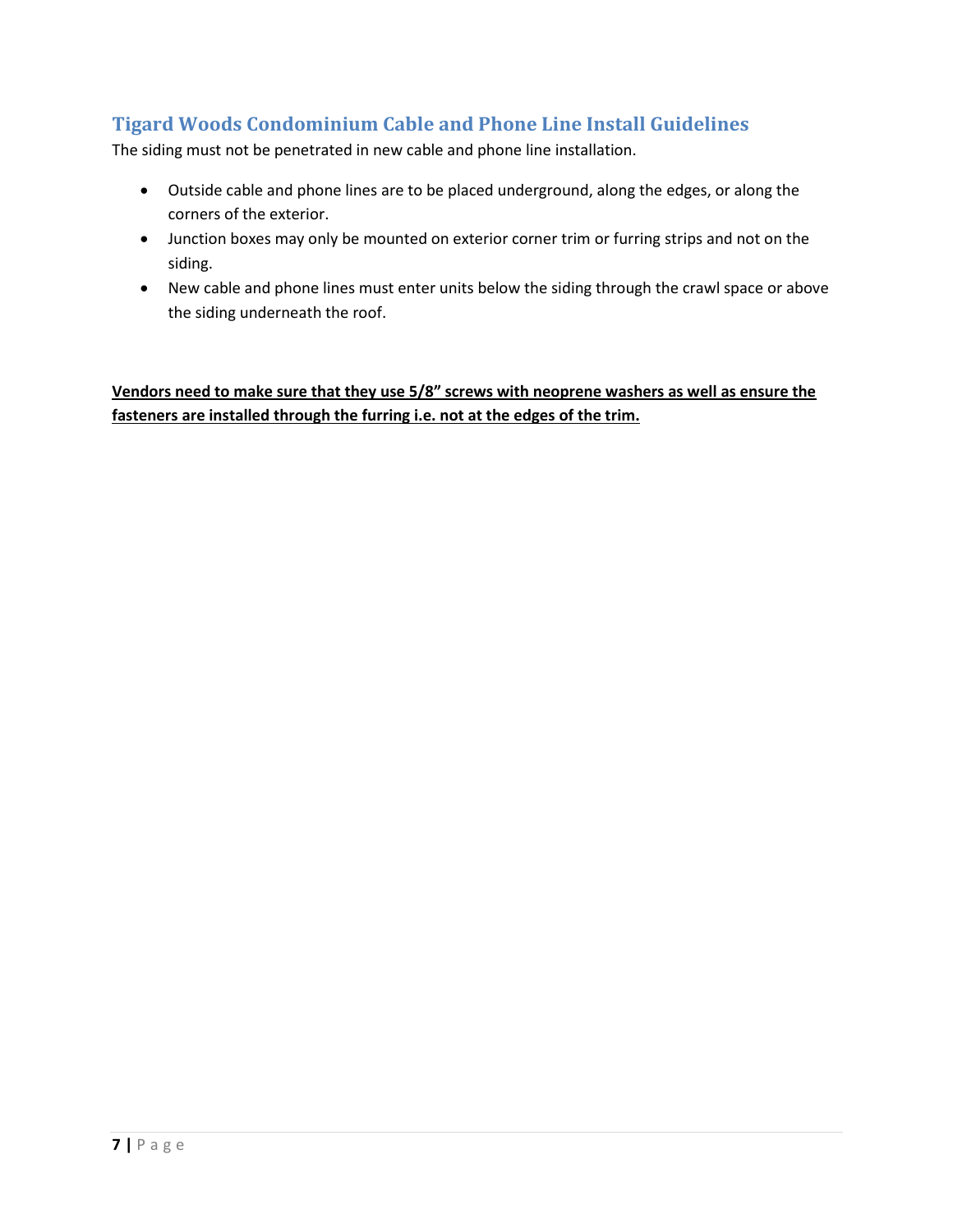## Tigard Woods Condominium Cable and Phone Line Install Guidelines

The siding must not be penetrated in new cable and phone line installation.

- Outside cable and phone lines are to be placed underground, along the edges, or along the corners of the exterior.
- Junction boxes may only be mounted on exterior corner trim or furring strips and not on the siding.
- New cable and phone lines must enter units below the siding through the crawl space or above the siding underneath the roof.

<u>**Vendors need to make sure that they use 5/8" screws with neoprene washers as well as ensure the fasteners are installed through the furring i.e. not at the edges of the trim.**</u>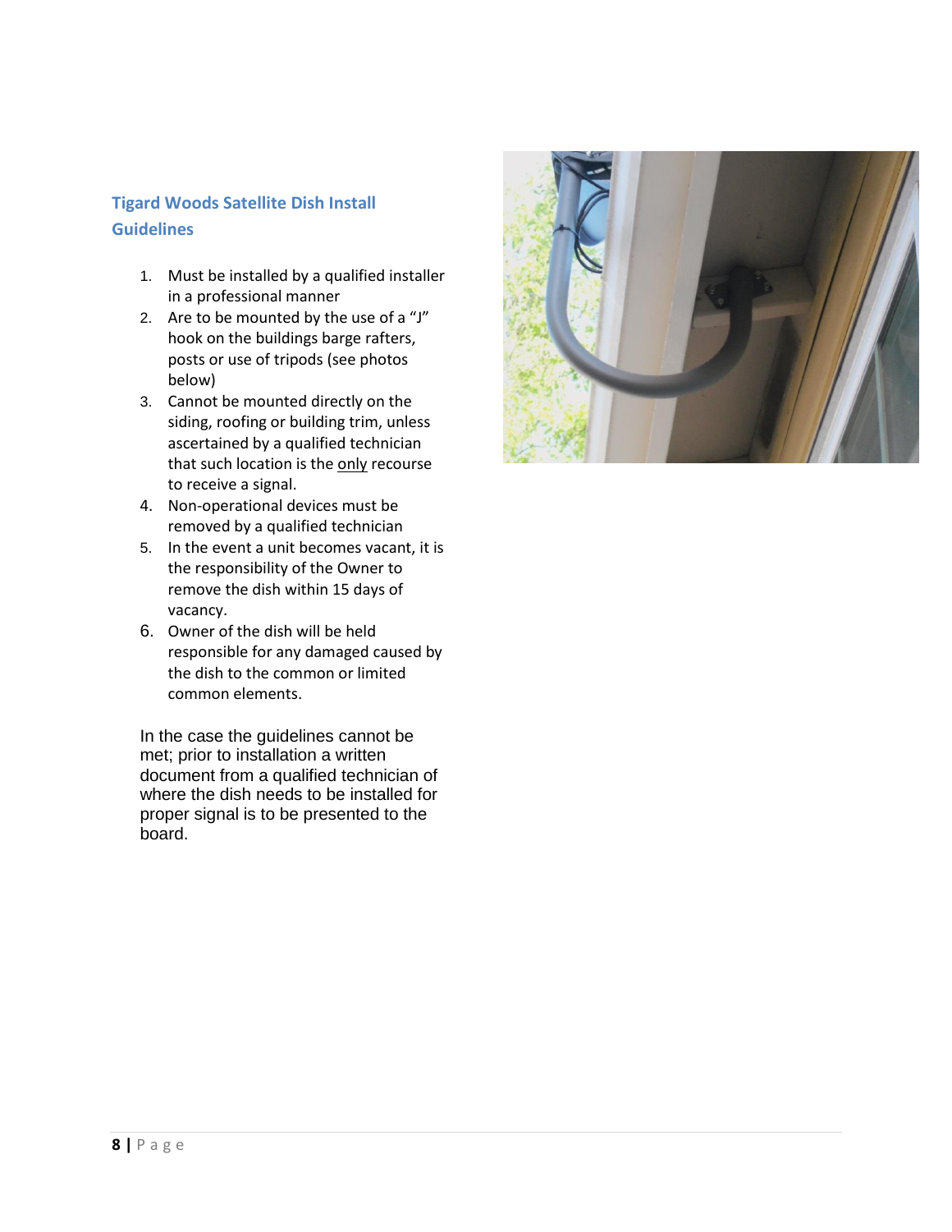## Tigard Woods Satellite Dish Install Guidelines

1. Must be installed by a qualified installer in a professional manner
2. Are to be mounted by the use of a "J" hook on the buildings barge rafters, posts or use of tripods (see photos below)
3. Cannot be mounted directly on the siding, roofing or building trim, unless ascertained by a qualified technician that such location is the <u>only</u> recourse to receive a signal.
4. Non-operational devices must be removed by a qualified technician
5. In the event a unit becomes vacant, it is the responsibility of the Owner to remove the dish within 15 days of vacancy.
6. Owner of the dish will be held responsible for any damaged caused by the dish to the common or limited common elements.

In the case the guidelines cannot be met; prior to installation a written document from a qualified technician of where the dish needs to be installed for proper signal is to be presented to the board.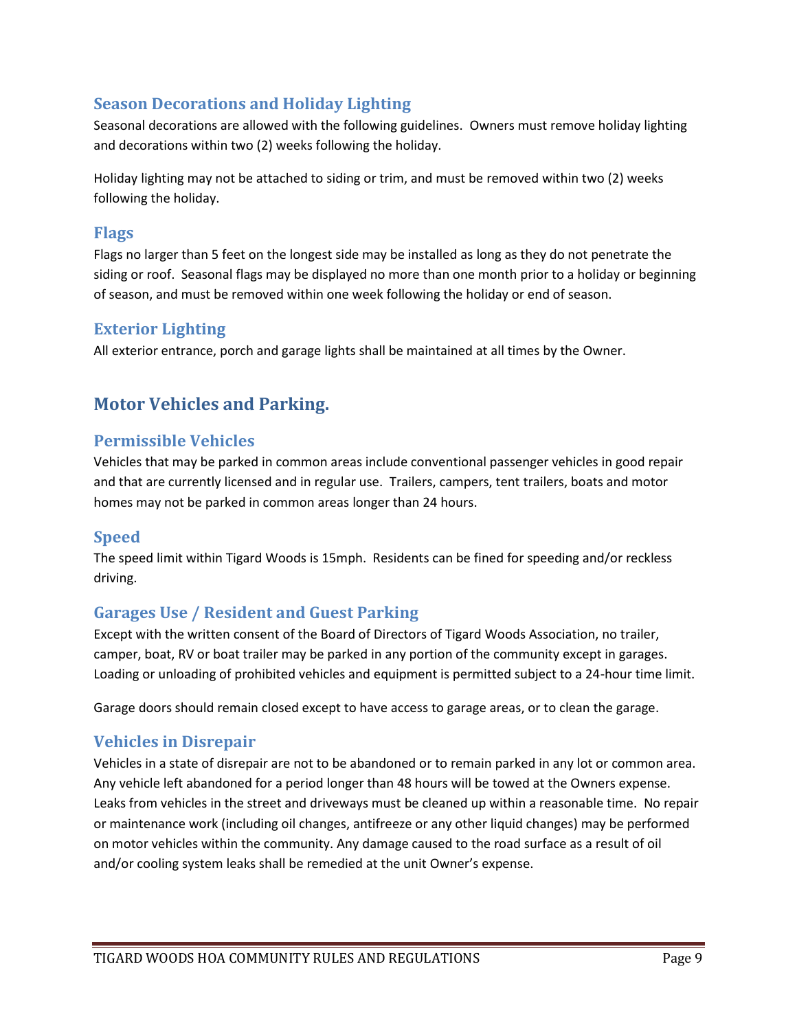### Season Decorations and Holiday Lighting

Seasonal decorations are allowed with the following guidelines. Owners must remove holiday lighting and decorations within two (2) weeks following the holiday.

Holiday lighting may not be attached to siding or trim, and must be removed within two (2) weeks following the holiday.

### Flags

Flags no larger than 5 feet on the longest side may be installed as long as they do not penetrate the siding or roof. Seasonal flags may be displayed no more than one month prior to a holiday or beginning of season, and must be removed within one week following the holiday or end of season.

### Exterior Lighting

All exterior entrance, porch and garage lights shall be maintained at all times by the Owner.

## Motor Vehicles and Parking.

### Permissible Vehicles

Vehicles that may be parked in common areas include conventional passenger vehicles in good repair and that are currently licensed and in regular use. Trailers, campers, tent trailers, boats and motor homes may not be parked in common areas longer than 24 hours.

### Speed

The speed limit within Tigard Woods is 15mph. Residents can be fined for speeding and/or reckless driving.

### Garages Use / Resident and Guest Parking

Except with the written consent of the Board of Directors of Tigard Woods Association, no trailer, camper, boat, RV or boat trailer may be parked in any portion of the community except in garages. Loading or unloading of prohibited vehicles and equipment is permitted subject to a 24-hour time limit.

Garage doors should remain closed except to have access to garage areas, or to clean the garage.

### Vehicles in Disrepair

Vehicles in a state of disrepair are not to be abandoned or to remain parked in any lot or common area. Any vehicle left abandoned for a period longer than 48 hours will be towed at the Owners expense. Leaks from vehicles in the street and driveways must be cleaned up within a reasonable time. No repair or maintenance work (including oil changes, antifreeze or any other liquid changes) may be performed on motor vehicles within the community. Any damage caused to the road surface as a result of oil and/or cooling system leaks shall be remedied at the unit Owner's expense.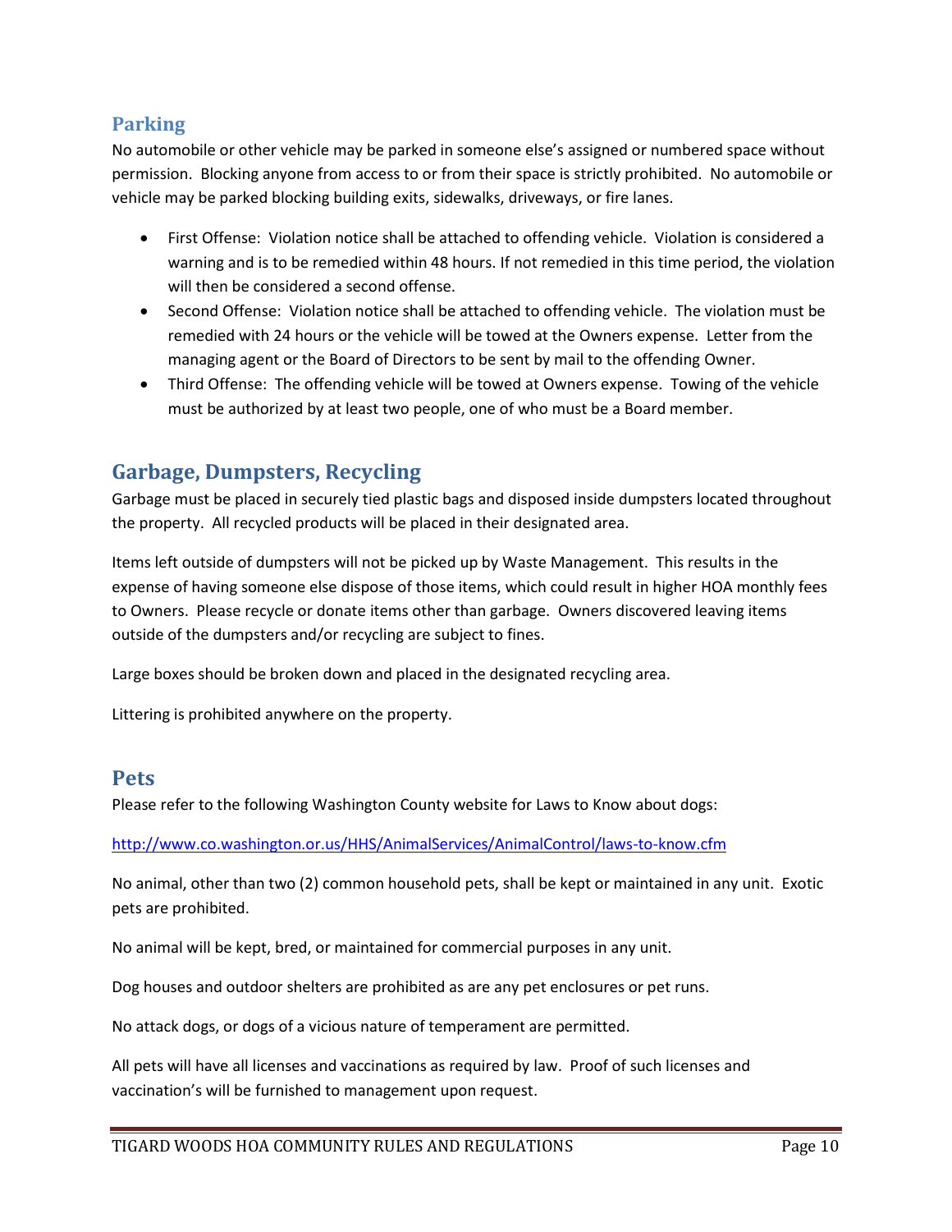## Parking

No automobile or other vehicle may be parked in someone else's assigned or numbered space without permission. Blocking anyone from access to or from their space is strictly prohibited. No automobile or vehicle may be parked blocking building exits, sidewalks, driveways, or fire lanes.

- First Offense: Violation notice shall be attached to offending vehicle. Violation is considered a warning and is to be remedied within 48 hours. If not remedied in this time period, the violation will then be considered a second offense.
- Second Offense: Violation notice shall be attached to offending vehicle. The violation must be remedied with 24 hours or the vehicle will be towed at the Owners expense. Letter from the managing agent or the Board of Directors to be sent by mail to the offending Owner.
- Third Offense: The offending vehicle will be towed at Owners expense. Towing of the vehicle must be authorized by at least two people, one of who must be a Board member.

## Garbage, Dumpsters, Recycling

Garbage must be placed in securely tied plastic bags and disposed inside dumpsters located throughout the property. All recycled products will be placed in their designated area.

Items left outside of dumpsters will not be picked up by Waste Management. This results in the expense of having someone else dispose of those items, which could result in higher HOA monthly fees to Owners. Please recycle or donate items other than garbage. Owners discovered leaving items outside of the dumpsters and/or recycling are subject to fines.

Large boxes should be broken down and placed in the designated recycling area.

Littering is prohibited anywhere on the property.

## Pets

Please refer to the following Washington County website for Laws to Know about dogs:

http://www.co.washington.or.us/HHS/AnimalServices/AnimalControl/laws-to-know.cfm

No animal, other than two (2) common household pets, shall be kept or maintained in any unit. Exotic pets are prohibited.

No animal will be kept, bred, or maintained for commercial purposes in any unit.

Dog houses and outdoor shelters are prohibited as are any pet enclosures or pet runs.

No attack dogs, or dogs of a vicious nature of temperament are permitted.

All pets will have all licenses and vaccinations as required by law. Proof of such licenses and vaccination's will be furnished to management upon request.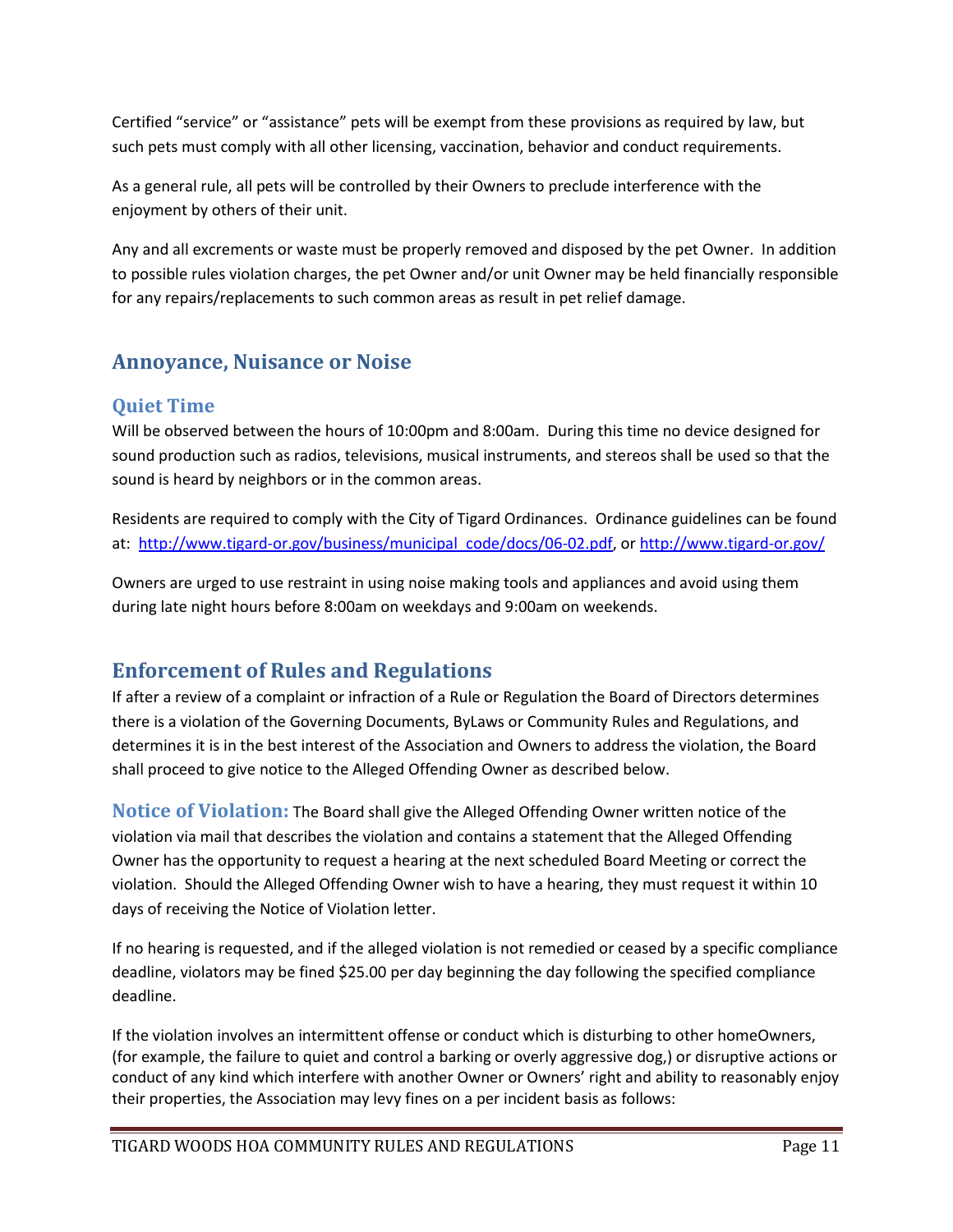Certified "service" or "assistance" pets will be exempt from these provisions as required by law, but such pets must comply with all other licensing, vaccination, behavior and conduct requirements.

As a general rule, all pets will be controlled by their Owners to preclude interference with the enjoyment by others of their unit.

Any and all excrements or waste must be properly removed and disposed by the pet Owner. In addition to possible rules violation charges, the pet Owner and/or unit Owner may be held financially responsible for any repairs/replacements to such common areas as result in pet relief damage.

## Annoyance, Nuisance or Noise

### Quiet Time

Will be observed between the hours of 10:00pm and 8:00am. During this time no device designed for sound production such as radios, televisions, musical instruments, and stereos shall be used so that the sound is heard by neighbors or in the common areas.

Residents are required to comply with the City of Tigard Ordinances. Ordinance guidelines can be found at: [http://www.tigard-or.gov/business/municipal_code/docs/06-02.pdf](http://www.tigard-or.gov/business/municipal_code/docs/06-02.pdf), or [http://www.tigard-or.gov/](http://www.tigard-or.gov/)

Owners are urged to use restraint in using noise making tools and appliances and avoid using them during late night hours before 8:00am on weekdays and 9:00am on weekends.

## Enforcement of Rules and Regulations

If after a review of a complaint or infraction of a Rule or Regulation the Board of Directors determines there is a violation of the Governing Documents, ByLaws or Community Rules and Regulations, and determines it is in the best interest of the Association and Owners to address the violation, the Board shall proceed to give notice to the Alleged Offending Owner as described below.

**Notice of Violation:** The Board shall give the Alleged Offending Owner written notice of the violation via mail that describes the violation and contains a statement that the Alleged Offending Owner has the opportunity to request a hearing at the next scheduled Board Meeting or correct the violation. Should the Alleged Offending Owner wish to have a hearing, they must request it within 10 days of receiving the Notice of Violation letter.

If no hearing is requested, and if the alleged violation is not remedied or ceased by a specific compliance deadline, violators may be fined $25.00 per day beginning the day following the specified compliance deadline.

If the violation involves an intermittent offense or conduct which is disturbing to other homeOwners, (for example, the failure to quiet and control a barking or overly aggressive dog,) or disruptive actions or conduct of any kind which interfere with another Owner or Owners' right and ability to reasonably enjoy their properties, the Association may levy fines on a per incident basis as follows: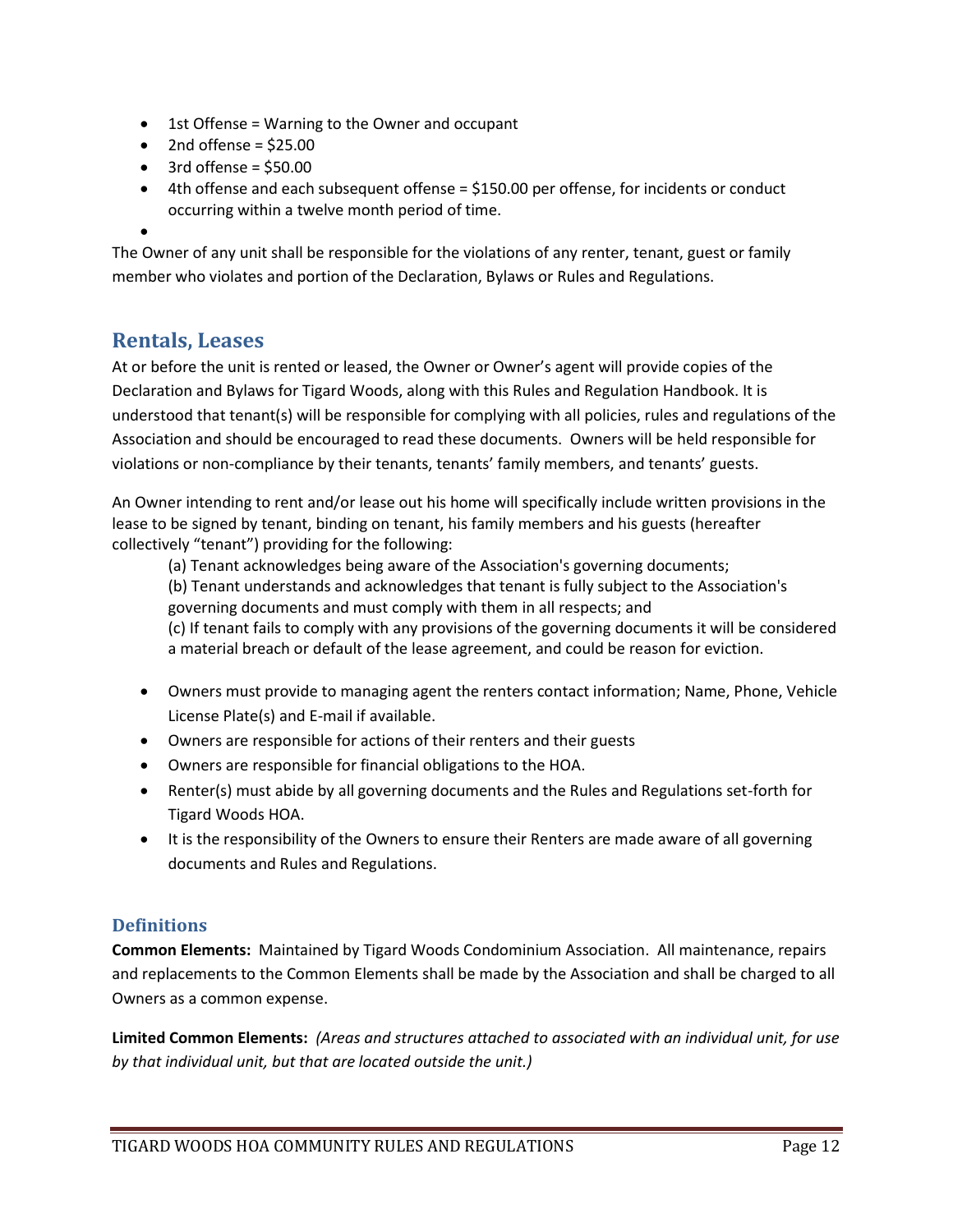- 1st Offense = Warning to the Owner and occupant
- 2nd offense = $25.00
- 3rd offense = $50.00
- 4th offense and each subsequent offense = $150.00 per offense, for incidents or conduct occurring within a twelve month period of time.

The Owner of any unit shall be responsible for the violations of any renter, tenant, guest or family member who violates and portion of the Declaration, Bylaws or Rules and Regulations.

## Rentals, Leases

At or before the unit is rented or leased, the Owner or Owner's agent will provide copies of the Declaration and Bylaws for Tigard Woods, along with this Rules and Regulation Handbook. It is understood that tenant(s) will be responsible for complying with all policies, rules and regulations of the Association and should be encouraged to read these documents. Owners will be held responsible for violations or non-compliance by their tenants, tenants' family members, and tenants' guests.

An Owner intending to rent and/or lease out his home will specifically include written provisions in the lease to be signed by tenant, binding on tenant, his family members and his guests (hereafter collectively "tenant") providing for the following:

(a) Tenant acknowledges being aware of the Association's governing documents;
(b) Tenant understands and acknowledges that tenant is fully subject to the Association's governing documents and must comply with them in all respects; and
(c) If tenant fails to comply with any provisions of the governing documents it will be considered a material breach or default of the lease agreement, and could be reason for eviction.

- Owners must provide to managing agent the renters contact information; Name, Phone, Vehicle License Plate(s) and E-mail if available.
- Owners are responsible for actions of their renters and their guests
- Owners are responsible for financial obligations to the HOA.
- Renter(s) must abide by all governing documents and the Rules and Regulations set-forth for Tigard Woods HOA.
- It is the responsibility of the Owners to ensure their Renters are made aware of all governing documents and Rules and Regulations.

### Definitions

**Common Elements:** Maintained by Tigard Woods Condominium Association. All maintenance, repairs and replacements to the Common Elements shall be made by the Association and shall be charged to all Owners as a common expense.

**Limited Common Elements:** *(Areas and structures attached to associated with an individual unit, for use by that individual unit, but that are located outside the unit.)*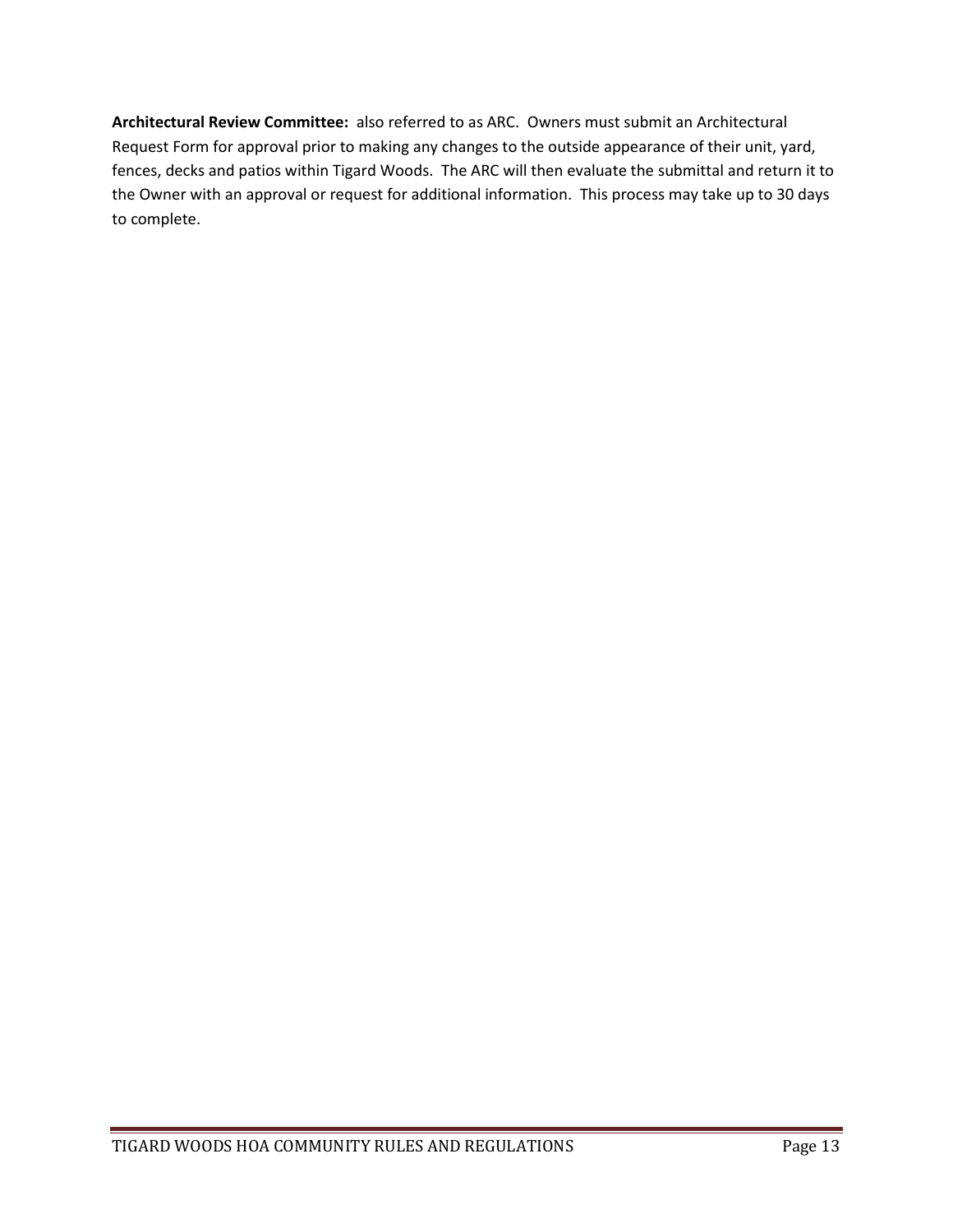**Architectural Review Committee:** also referred to as ARC. Owners must submit an Architectural Request Form for approval prior to making any changes to the outside appearance of their unit, yard, fences, decks and patios within Tigard Woods. The ARC will then evaluate the submittal and return it to the Owner with an approval or request for additional information. This process may take up to 30 days to complete.